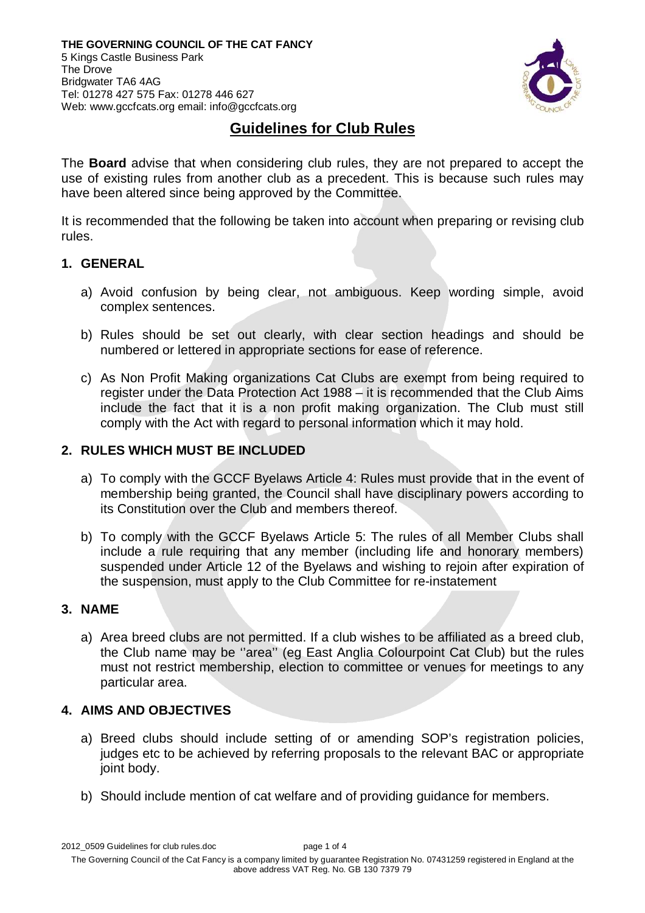**THE GOVERNING COUNCIL OF THE CAT FANCY**
5 Kings Castle Business Park
The Drove
Bridgwater TA6 4AG
Tel: 01278 427 575 Fax: 01278 446 627
Web: www.gccfcats.org email: info@gccfcats.org

# Guidelines for Club Rules

The **Board** advise that when considering club rules, they are not prepared to accept the use of existing rules from another club as a precedent. This is because such rules may have been altered since being approved by the Committee.

It is recommended that the following be taken into account when preparing or revising club rules.

## 1. GENERAL

a) Avoid confusion by being clear, not ambiguous. Keep wording simple, avoid complex sentences.

b) Rules should be set out clearly, with clear section headings and should be numbered or lettered in appropriate sections for ease of reference.

c) As Non Profit Making organizations Cat Clubs are exempt from being required to register under the Data Protection Act 1988 – it is recommended that the Club Aims include the fact that it is a non profit making organization. The Club must still comply with the Act with regard to personal information which it may hold.

## 2. RULES WHICH MUST BE INCLUDED

a) To comply with the GCCF Byelaws Article 4: Rules must provide that in the event of membership being granted, the Council shall have disciplinary powers according to its Constitution over the Club and members thereof.

b) To comply with the GCCF Byelaws Article 5: The rules of all Member Clubs shall include a rule requiring that any member (including life and honorary members) suspended under Article 12 of the Byelaws and wishing to rejoin after expiration of the suspension, must apply to the Club Committee for re-instatement

## 3. NAME

a) Area breed clubs are not permitted. If a club wishes to be affiliated as a breed club, the Club name may be ''area'' (eg East Anglia Colourpoint Cat Club) but the rules must not restrict membership, election to committee or venues for meetings to any particular area.

## 4. AIMS AND OBJECTIVES

a) Breed clubs should include setting of or amending SOP's registration policies, judges etc to be achieved by referring proposals to the relevant BAC or appropriate joint body.

b) Should include mention of cat welfare and of providing guidance for members.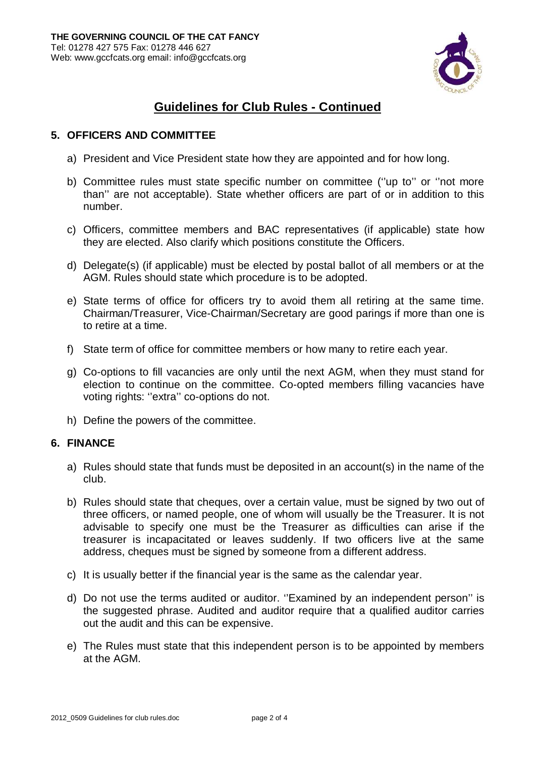**THE GOVERNING COUNCIL OF THE CAT FANCY**
Tel: 01278 427 575 Fax: 01278 446 627
Web: www.gccfcats.org email: info@gccfcats.org

## Guidelines for Club Rules - Continued

### 5. OFFICERS AND COMMITTEE

a) President and Vice President state how they are appointed and for how long.

b) Committee rules must state specific number on committee (''up to'' or ''not more than'' are not acceptable). State whether officers are part of or in addition to this number.

c) Officers, committee members and BAC representatives (if applicable) state how they are elected. Also clarify which positions constitute the Officers.

d) Delegate(s) (if applicable) must be elected by postal ballot of all members or at the AGM. Rules should state which procedure is to be adopted.

e) State terms of office for officers try to avoid them all retiring at the same time. Chairman/Treasurer, Vice-Chairman/Secretary are good parings if more than one is to retire at a time.

f) State term of office for committee members or how many to retire each year.

g) Co-options to fill vacancies are only until the next AGM, when they must stand for election to continue on the committee. Co-opted members filling vacancies have voting rights: ''extra'' co-options do not.

h) Define the powers of the committee.

### 6. FINANCE

a) Rules should state that funds must be deposited in an account(s) in the name of the club.

b) Rules should state that cheques, over a certain value, must be signed by two out of three officers, or named people, one of whom will usually be the Treasurer. It is not advisable to specify one must be the Treasurer as difficulties can arise if the treasurer is incapacitated or leaves suddenly. If two officers live at the same address, cheques must be signed by someone from a different address.

c) It is usually better if the financial year is the same as the calendar year.

d) Do not use the terms audited or auditor. ''Examined by an independent person'' is the suggested phrase. Audited and auditor require that a qualified auditor carries out the audit and this can be expensive.

e) The Rules must state that this independent person is to be appointed by members at the AGM.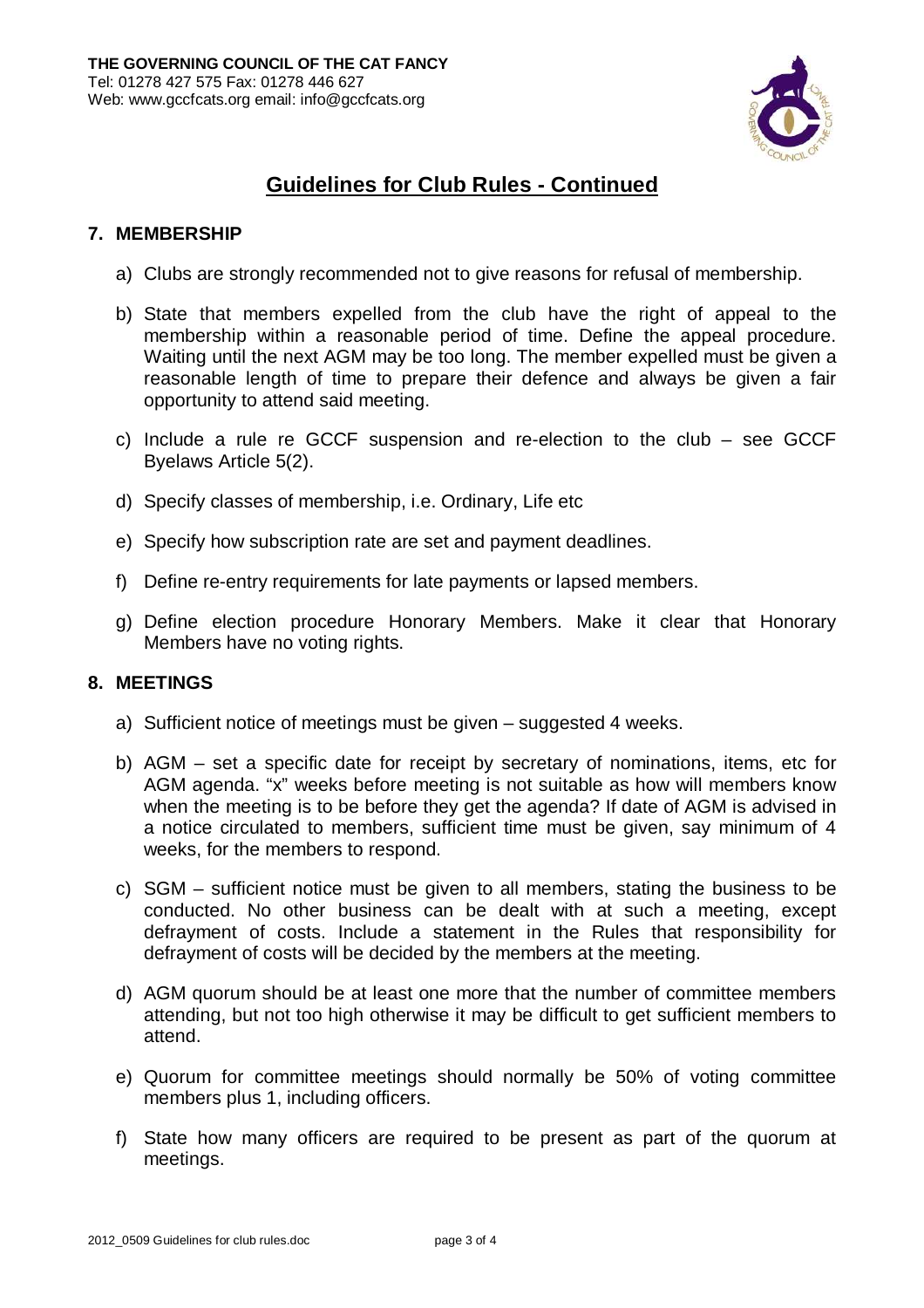**THE GOVERNING COUNCIL OF THE CAT FANCY**
Tel: 01278 427 575 Fax: 01278 446 627
Web: www.gccfcats.org email: info@gccfcats.org

# Guidelines for Club Rules - Continued

## 7. MEMBERSHIP

a) Clubs are strongly recommended not to give reasons for refusal of membership.

b) State that members expelled from the club have the right of appeal to the membership within a reasonable period of time. Define the appeal procedure. Waiting until the next AGM may be too long. The member expelled must be given a reasonable length of time to prepare their defence and always be given a fair opportunity to attend said meeting.

c) Include a rule re GCCF suspension and re-election to the club – see GCCF Byelaws Article 5(2).

d) Specify classes of membership, i.e. Ordinary, Life etc

e) Specify how subscription rate are set and payment deadlines.

f) Define re-entry requirements for late payments or lapsed members.

g) Define election procedure Honorary Members. Make it clear that Honorary Members have no voting rights.

## 8. MEETINGS

a) Sufficient notice of meetings must be given – suggested 4 weeks.

b) AGM – set a specific date for receipt by secretary of nominations, items, etc for AGM agenda. "x" weeks before meeting is not suitable as how will members know when the meeting is to be before they get the agenda? If date of AGM is advised in a notice circulated to members, sufficient time must be given, say minimum of 4 weeks, for the members to respond.

c) SGM – sufficient notice must be given to all members, stating the business to be conducted. No other business can be dealt with at such a meeting, except defrayment of costs. Include a statement in the Rules that responsibility for defrayment of costs will be decided by the members at the meeting.

d) AGM quorum should be at least one more that the number of committee members attending, but not too high otherwise it may be difficult to get sufficient members to attend.

e) Quorum for committee meetings should normally be 50% of voting committee members plus 1, including officers.

f) State how many officers are required to be present as part of the quorum at meetings.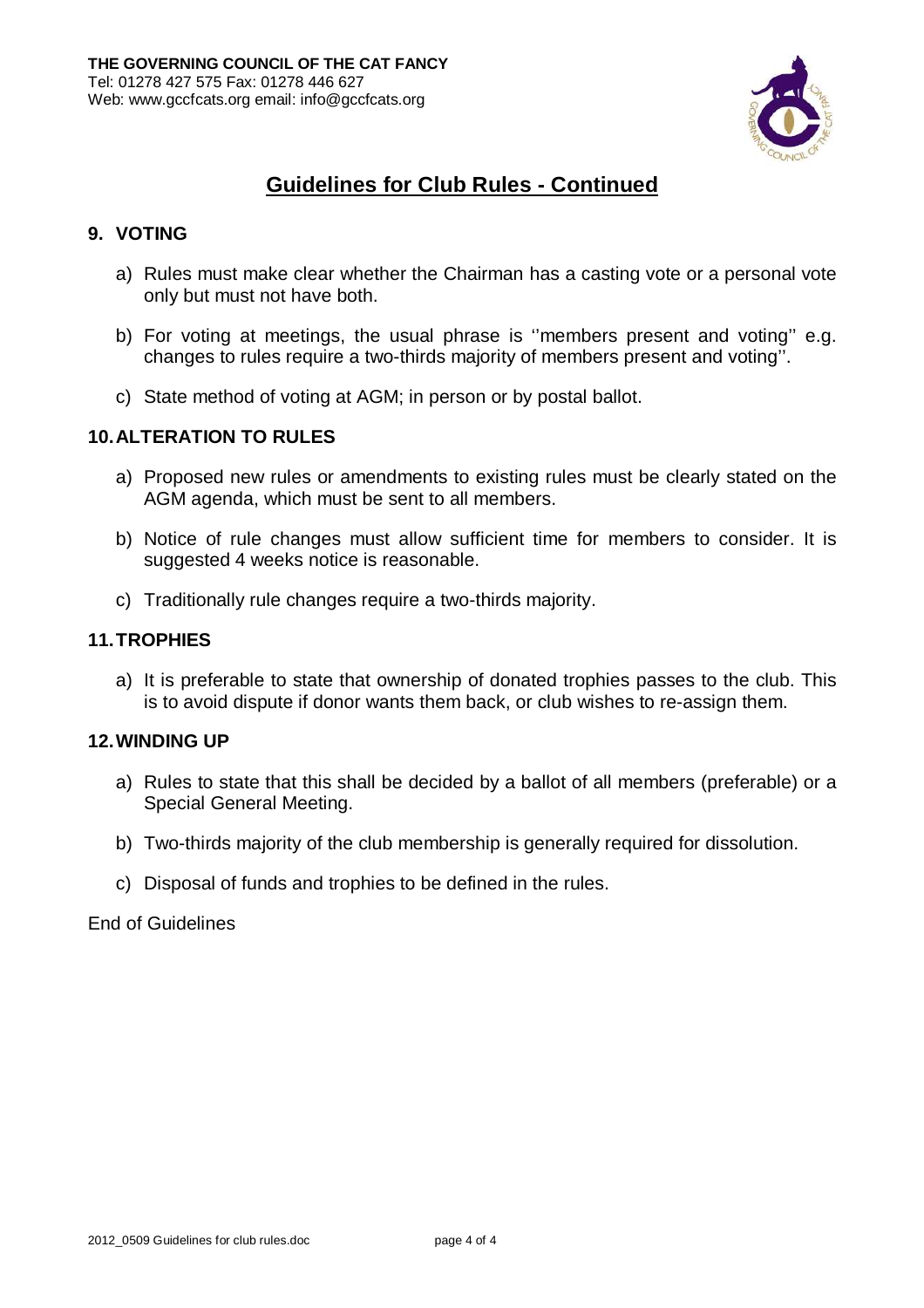**THE GOVERNING COUNCIL OF THE CAT FANCY**
Tel: 01278 427 575 Fax: 01278 446 627
Web: www.gccfcats.org email: info@gccfcats.org

# Guidelines for Club Rules - Continued

## 9. VOTING

a) Rules must make clear whether the Chairman has a casting vote or a personal vote only but must not have both.

b) For voting at meetings, the usual phrase is ''members present and voting'' e.g. changes to rules require a two-thirds majority of members present and voting''.

c) State method of voting at AGM; in person or by postal ballot.

## 10. ALTERATION TO RULES

a) Proposed new rules or amendments to existing rules must be clearly stated on the AGM agenda, which must be sent to all members.

b) Notice of rule changes must allow sufficient time for members to consider. It is suggested 4 weeks notice is reasonable.

c) Traditionally rule changes require a two-thirds majority.

## 11. TROPHIES

a) It is preferable to state that ownership of donated trophies passes to the club. This is to avoid dispute if donor wants them back, or club wishes to re-assign them.

## 12. WINDING UP

a) Rules to state that this shall be decided by a ballot of all members (preferable) or a Special General Meeting.

b) Two-thirds majority of the club membership is generally required for dissolution.

c) Disposal of funds and trophies to be defined in the rules.

End of Guidelines